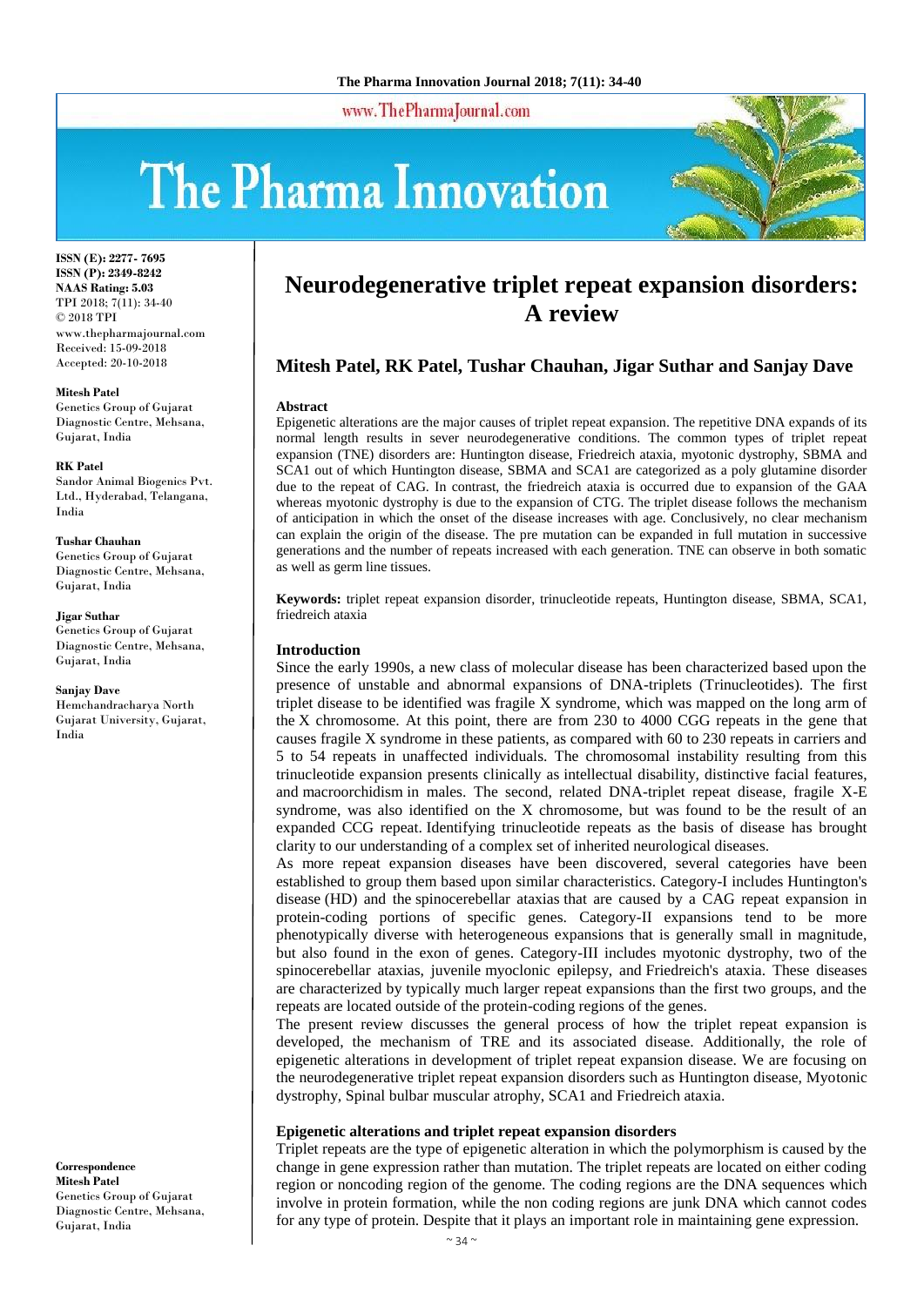# Neurodegenerative triplet repeat expansion disorders: A review

**Mitesh Patel, RK Patel, Tushar Chauhan, Jigar Suthar and Sanjay Dave**

ISSN (E): 2277- 7695
ISSN (P): 2349-8242
NAAS Rating: 5.03
TPI 2018; 7(11): 34-40
© 2018 TPI
www.thepharmajournal.com
Received: 15-09-2018
Accepted: 20-10-2018

**Mitesh Patel**
Genetics Group of Gujarat Diagnostic Centre, Mehsana, Gujarat, India

**RK Patel**
Sandor Animal Biogenics Pvt. Ltd., Hyderabad, Telangana, India

**Tushar Chauhan**
Genetics Group of Gujarat Diagnostic Centre, Mehsana, Gujarat, India

**Jigar Suthar**
Genetics Group of Gujarat Diagnostic Centre, Mehsana, Gujarat, India

**Sanjay Dave**
Hemchandracharya North Gujarat University, Gujarat, India

**Correspondence**
**Mitesh Patel**
Genetics Group of Gujarat Diagnostic Centre, Mehsana, Gujarat, India

## Abstract

Epigenetic alterations are the major causes of triplet repeat expansion. The repetitive DNA expands of its normal length results in sever neurodegenerative conditions. The common types of triplet repeat expansion (TNE) disorders are: Huntington disease, Friedreich ataxia, myotonic dystrophy, SBMA and SCA1 out of which Huntington disease, SBMA and SCA1 are categorized as a poly glutamine disorder due to the repeat of CAG. In contrast, the friedreich ataxia is occurred due to expansion of the GAA whereas myotonic dystrophy is due to the expansion of CTG. The triplet disease follows the mechanism of anticipation in which the onset of the disease increases with age. Conclusively, no clear mechanism can explain the origin of the disease. The pre mutation can be expanded in full mutation in successive generations and the number of repeats increased with each generation. TNE can observe in both somatic as well as germ line tissues.

**Keywords:** triplet repeat expansion disorder, trinucleotide repeats, Huntington disease, SBMA, SCA1, friedreich ataxia

## Introduction

Since the early 1990s, a new class of molecular disease has been characterized based upon the presence of unstable and abnormal expansions of DNA-triplets (Trinucleotides). The first triplet disease to be identified was fragile X syndrome, which was mapped on the long arm of the X chromosome. At this point, there are from 230 to 4000 CGG repeats in the gene that causes fragile X syndrome in these patients, as compared with 60 to 230 repeats in carriers and 5 to 54 repeats in unaffected individuals. The chromosomal instability resulting from this trinucleotide expansion presents clinically as intellectual disability, distinctive facial features, and macroorchidism in males. The second, related DNA-triplet repeat disease, fragile X-E syndrome, was also identified on the X chromosome, but was found to be the result of an expanded CCG repeat. Identifying trinucleotide repeats as the basis of disease has brought clarity to our understanding of a complex set of inherited neurological diseases.

As more repeat expansion diseases have been discovered, several categories have been established to group them based upon similar characteristics. Category-I includes Huntington's disease (HD) and the spinocerebellar ataxias that are caused by a CAG repeat expansion in protein-coding portions of specific genes. Category-II expansions tend to be more phenotypically diverse with heterogeneous expansions that is generally small in magnitude, but also found in the exon of genes. Category-III includes myotonic dystrophy, two of the spinocerebellar ataxias, juvenile myoclonic epilepsy, and Friedreich's ataxia. These diseases are characterized by typically much larger repeat expansions than the first two groups, and the repeats are located outside of the protein-coding regions of the genes.

The present review discusses the general process of how the triplet repeat expansion is developed, the mechanism of TRE and its associated disease. Additionally, the role of epigenetic alterations in development of triplet repeat expansion disease. We are focusing on the neurodegenerative triplet repeat expansion disorders such as Huntington disease, Myotonic dystrophy, Spinal bulbar muscular atrophy, SCA1 and Friedreich ataxia.

## Epigenetic alterations and triplet repeat expansion disorders

Triplet repeats are the type of epigenetic alteration in which the polymorphism is caused by the change in gene expression rather than mutation. The triplet repeats are located on either coding region or noncoding region of the genome. The coding regions are the DNA sequences which involve in protein formation, while the non coding regions are junk DNA which cannot codes for any type of protein. Despite that it plays an important role in maintaining gene expression.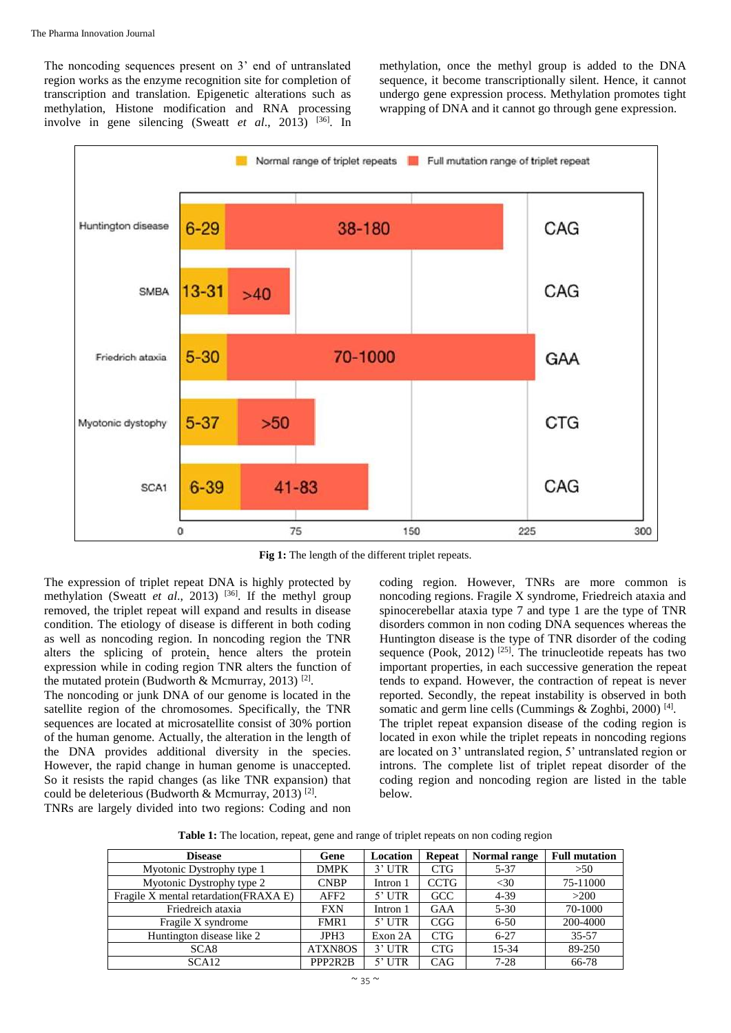The noncoding sequences present on 3' end of untranslated region works as the enzyme recognition site for completion of transcription and translation. Epigenetic alterations such as methylation, Histone modification and RNA processing involve in gene silencing (Sweatt *et al*., 2013) [36]. In methylation, once the methyl group is added to the DNA sequence, it become transcriptionally silent. Hence, it cannot undergo gene expression process. Methylation promotes tight wrapping of DNA and it cannot go through gene expression.

**Fig 1:** The length of the different triplet repeats.

The expression of triplet repeat DNA is highly protected by methylation (Sweatt *et al*., 2013) [36]. If the methyl group removed, the triplet repeat will expand and results in disease condition. The etiology of disease is different in both coding as well as noncoding region. In noncoding region the TNR alters the splicing of protein, hence alters the protein expression while in coding region TNR alters the function of the mutated protein (Budworth & Mcmurray, 2013) [2].

The noncoding or junk DNA of our genome is located in the satellite region of the chromosomes. Specifically, the TNR sequences are located at microsatellite consist of 30% portion of the human genome. Actually, the alteration in the length of the DNA provides additional diversity in the species. However, the rapid change in human genome is unaccepted. So it resists the rapid changes (as like TNR expansion) that could be deleterious (Budworth & Mcmurray, 2013) [2].

TNRs are largely divided into two regions: Coding and non coding region. However, TNRs are more common is noncoding regions. Fragile X syndrome, Friedreich ataxia and spinocerebellar ataxia type 7 and type 1 are the type of TNR disorders common in non coding DNA sequences whereas the Huntington disease is the type of TNR disorder of the coding sequence (Pook, 2012) [25]. The trinucleotide repeats has two important properties, in each successive generation the repeat tends to expand. However, the contraction of repeat is never reported. Secondly, the repeat instability is observed in both somatic and germ line cells (Cummings & Zoghbi, 2000) [4].

The triplet repeat expansion disease of the coding region is located in exon while the triplet repeats in noncoding regions are located on 3' untranslated region, 5' untranslated region or introns. The complete list of triplet repeat disorder of the coding region and noncoding region are listed in the table below.

**Table 1:** The location, repeat, gene and range of triplet repeats on non coding region

| Disease | Gene | Location | Repeat | Normal range | Full mutation |
|---|---|---|---|---|---|
| Myotonic Dystrophy type 1 | DMPK | 3' UTR | CTG | 5-37 | >50 |
| Myotonic Dystrophy type 2 | CNBP | Intron 1 | CCTG | <30 | 75-11000 |
| Fragile X mental retardation(FRAXA E) | AFF2 | 5' UTR | GCC | 4-39 | >200 |
| Friedreich ataxia | FXN | Intron 1 | GAA | 5-30 | 70-1000 |
| Fragile X syndrome | FMR1 | 5' UTR | CGG | 6-50 | 200-4000 |
| Huntington disease like 2 | JPH3 | Exon 2A | CTG | 6-27 | 35-57 |
| SCA8 | ATXN8OS | 3' UTR | CTG | 15-34 | 89-250 |
| SCA12 | PPP2R2B | 5' UTR | CAG | 7-28 | 66-78 |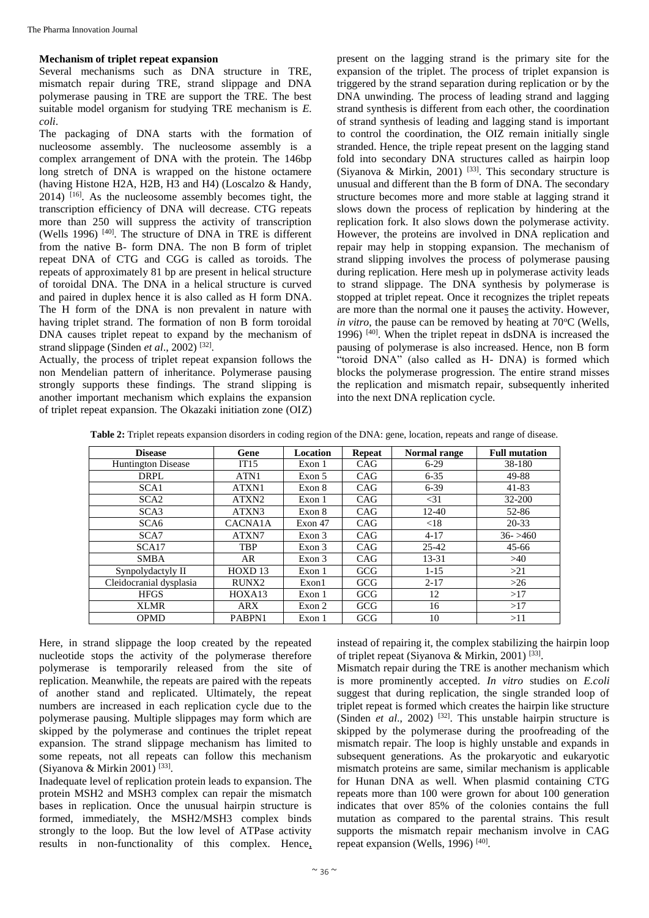**Mechanism of triplet repeat expansion**

Several mechanisms such as DNA structure in TRE, mismatch repair during TRE, strand slippage and DNA polymerase pausing in TRE are support the TRE. The best suitable model organism for studying TRE mechanism is *E. coli*.

The packaging of DNA starts with the formation of nucleosome assembly. The nucleosome assembly is a complex arrangement of DNA with the protein. The 146bp long stretch of DNA is wrapped on the histone octamere (having Histone H2A, H2B, H3 and H4) (Loscalzo & Handy, 2014) [16]. As the nucleosome assembly becomes tight, the transcription efficiency of DNA will decrease. CTG repeats more than 250 will suppress the activity of transcription (Wells 1996) [40]. The structure of DNA in TRE is different from the native B- form DNA. The non B form of triplet repeat DNA of CTG and CGG is called as toroids. The repeats of approximately 81 bp are present in helical structure of toroidal DNA. The DNA in a helical structure is curved and paired in duplex hence it is also called as H form DNA. The H form of the DNA is non prevalent in nature with having triplet strand. The formation of non B form toroidal DNA causes triplet repeat to expand by the mechanism of strand slippage (Sinden *et al*., 2002) [32].

Actually, the process of triplet repeat expansion follows the non Mendelian pattern of inheritance. Polymerase pausing strongly supports these findings. The strand slipping is another important mechanism which explains the expansion of triplet repeat expansion. The Okazaki initiation zone (OIZ) present on the lagging strand is the primary site for the expansion of the triplet. The process of triplet expansion is triggered by the strand separation during replication or by the DNA unwinding. The process of leading strand and lagging strand synthesis is different from each other, the coordination of strand synthesis of leading and lagging stand is important to control the coordination, the OIZ remain initially single stranded. Hence, the triple repeat present on the lagging stand fold into secondary DNA structures called as hairpin loop (Siyanova & Mirkin, 2001) [33]. This secondary structure is unusual and different than the B form of DNA. The secondary structure becomes more and more stable at lagging strand it slows down the process of replication by hindering at the replication fork. It also slows down the polymerase activity. However, the proteins are involved in DNA replication and repair may help in stopping expansion. The mechanism of strand slipping involves the process of polymerase pausing during replication. Here mesh up in polymerase activity leads to strand slippage. The DNA synthesis by polymerase is stopped at triplet repeat. Once it recognizes the triplet repeats are more than the normal one it pauses the activity. However, *in vitro*, the pause can be removed by heating at 70°C (Wells, 1996) [40]. When the triplet repeat in dsDNA is increased the pausing of polymerase is also increased. Hence, non B form "toroid DNA" (also called as H- DNA) is formed which blocks the polymerase progression. The entire strand misses the replication and mismatch repair, subsequently inherited into the next DNA replication cycle.

**Table 2:** Triplet repeats expansion disorders in coding region of the DNA: gene, location, repeats and range of disease.

| Disease | Gene | Location | Repeat | Normal range | Full mutation |
|---|---|---|---|---|---|
| Huntington Disease | IT15 | Exon 1 | CAG | 6-29 | 38-180 |
| DRPL | ATN1 | Exon 5 | CAG | 6-35 | 49-88 |
| SCA1 | ATXN1 | Exon 8 | CAG | 6-39 | 41-83 |
| SCA2 | ATXN2 | Exon 1 | CAG | <31 | 32-200 |
| SCA3 | ATXN3 | Exon 8 | CAG | 12-40 | 52-86 |
| SCA6 | CACNA1A | Exon 47 | CAG | <18 | 20-33 |
| SCA7 | ATXN7 | Exon 3 | CAG | 4-17 | 36- >460 |
| SCA17 | TBP | Exon 3 | CAG | 25-42 | 45-66 |
| SMBA | AR | Exon 3 | CAG | 13-31 | >40 |
| Synpolydactyly II | HOXD 13 | Exon 1 | GCG | 1-15 | >21 |
| Cleidocranial dysplasia | RUNX2 | Exon1 | GCG | 2-17 | >26 |
| HFGS | HOXA13 | Exon 1 | GCG | 12 | >17 |
| XLMR | ARX | Exon 2 | GCG | 16 | >17 |
| OPMD | PABPN1 | Exon 1 | GCG | 10 | >11 |

Here, in strand slippage the loop created by the repeated nucleotide stops the activity of the polymerase therefore polymerase is temporarily released from the site of replication. Meanwhile, the repeats are paired with the repeats of another stand and replicated. Ultimately, the repeat numbers are increased in each replication cycle due to the polymerase pausing. Multiple slippages may form which are skipped by the polymerase and continues the triplet repeat expansion. The strand slippage mechanism has limited to some repeats, not all repeats can follow this mechanism (Siyanova & Mirkin 2001) [33].

Inadequate level of replication protein leads to expansion. The protein MSH2 and MSH3 complex can repair the mismatch bases in replication. Once the unusual hairpin structure is formed, immediately, the MSH2/MSH3 complex binds strongly to the loop. But the low level of ATPase activity results in non-functionality of this complex. Hence, instead of repairing it, the complex stabilizing the hairpin loop of triplet repeat (Siyanova & Mirkin, 2001) [33].

Mismatch repair during the TRE is another mechanism which is more prominently accepted. *In vitro* studies on *E.coli* suggest that during replication, the single stranded loop of triplet repeat is formed which creates the hairpin like structure (Sinden *et al*., 2002) [32]. This unstable hairpin structure is skipped by the polymerase during the proofreading of the mismatch repair. The loop is highly unstable and expands in subsequent generations. As the prokaryotic and eukaryotic mismatch proteins are same, similar mechanism is applicable for Hunan DNA as well. When plasmid containing CTG repeats more than 100 were grown for about 100 generation indicates that over 85% of the colonies contains the full mutation as compared to the parental strains. This result supports the mismatch repair mechanism involve in CAG repeat expansion (Wells, 1996) [40].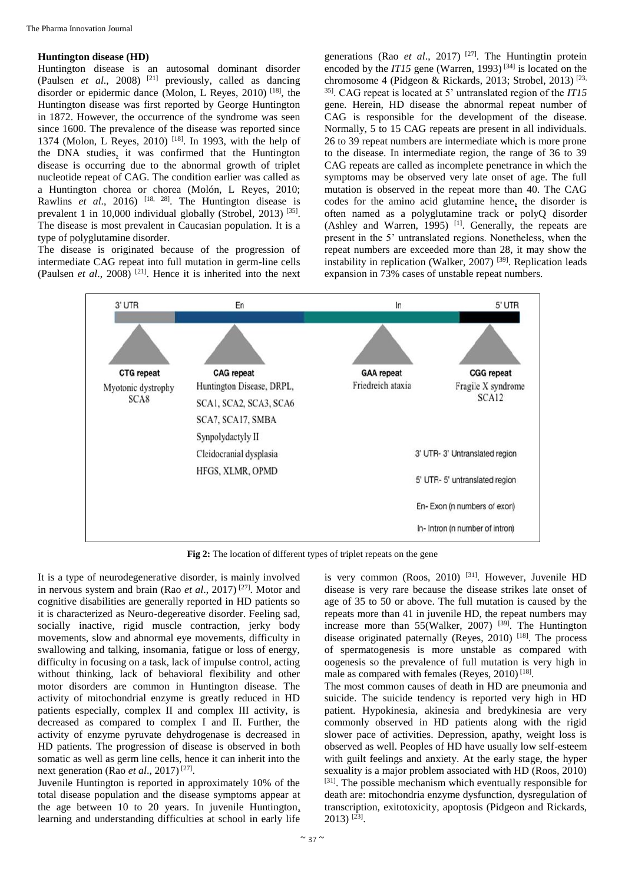### Huntington disease (HD)

Huntington disease is an autosomal dominant disorder (Paulsen *et al*., 2008) [21] previously, called as dancing disorder or epidermic dance (Molon, L Reyes, 2010) [18], the Huntington disease was first reported by George Huntington in 1872. However, the occurrence of the syndrome was seen since 1600. The prevalence of the disease was reported since 1374 (Molon, L Reyes, 2010) [18]. In 1993, with the help of the DNA studies, it was confirmed that the Huntington disease is occurring due to the abnormal growth of triplet nucleotide repeat of CAG. The condition earlier was called as a Huntington chorea or chorea (Molón, L Reyes, 2010; Rawlins *et al*., 2016) [18, 28]. The Huntington disease is prevalent 1 in 10,000 individual globally (Strobel, 2013) [35]. The disease is most prevalent in Caucasian population. It is a type of polyglutamine disorder.

The disease is originated because of the progression of intermediate CAG repeat into full mutation in germ-line cells (Paulsen *et al*., 2008) [21]. Hence it is inherited into the next generations (Rao *et al*., 2017) [27]. The Huntingtin protein encoded by the *IT15* gene (Warren, 1993) [34] is located on the chromosome 4 (Pidgeon & Rickards, 2013; Strobel, 2013) [23, 35]. CAG repeat is located at 5' untranslated region of the *IT15* gene. Herein, HD disease the abnormal repeat number of CAG is responsible for the development of the disease. Normally, 5 to 15 CAG repeats are present in all individuals. 26 to 39 repeat numbers are intermediate which is more prone to the disease. In intermediate region, the range of 36 to 39 CAG repeats are called as incomplete penetrance in which the symptoms may be observed very late onset of age. The full mutation is observed in the repeat more than 40. The CAG codes for the amino acid glutamine hence, the disorder is often named as a polyglutamine track or polyQ disorder (Ashley and Warren, 1995) [1]. Generally, the repeats are present in the 5' untranslated regions. Nonetheless, when the repeat numbers are exceeded more than 28, it may show the instability in replication (Walker, 2007) [39]. Replication leads expansion in 73% cases of unstable repeat numbers.

| 3' UTR | En | In | 5' UTR |
|---|---|---|---|
| CTG repeat | CAG repeat | GAA repeat | CGG repeat |
| Myotonic dystrophy SCA8 | Huntington Disease, DRPL, SCA1, SCA2, SCA3, SCA6 SCA7, SCA17, SMBA Synpolydactyly II Cleidocranial dysplasia HFGS, XLMR, OPMD | Friedreich ataxia | Fragile X syndrome SCA12 |

3' UTR- 3' Untranslated region
5' UTR- 5' untranslated region
En- Exon (n numbers of exon)
In- Intron (n number of intron)

**Fig 2:** The location of different types of triplet repeats on the gene

It is a type of neurodegenerative disorder, is mainly involved in nervous system and brain (Rao *et al*., 2017) [27]. Motor and cognitive disabilities are generally reported in HD patients so it is characterized as Neuro-degereative disorder. Feeling sad, socially inactive, rigid muscle contraction, jerky body movements, slow and abnormal eye movements, difficulty in swallowing and talking, insomania, fatigue or loss of energy, difficulty in focusing on a task, lack of impulse control, acting without thinking, lack of behavioral flexibility and other motor disorders are common in Huntington disease. The activity of mitochondrial enzyme is greatly reduced in HD patients especially, complex II and complex III activity, is decreased as compared to complex I and II. Further, the activity of enzyme pyruvate dehydrogenase is decreased in HD patients. The progression of disease is observed in both somatic as well as germ line cells, hence it can inherit into the next generation (Rao *et al*., 2017) [27].

Juvenile Huntington is reported in approximately 10% of the total disease population and the disease symptoms appear at the age between 10 to 20 years. In juvenile Huntington, learning and understanding difficulties at school in early life is very common (Roos, 2010) [31]. However, Juvenile HD disease is very rare because the disease strikes late onset of age of 35 to 50 or above. The full mutation is caused by the repeats more than 41 in juvenile HD, the repeat numbers may increase more than 55(Walker, 2007) [39]. The Huntington disease originated paternally (Reyes, 2010) [18]. The process of spermatogenesis is more unstable as compared with oogenesis so the prevalence of full mutation is very high in male as compared with females (Reyes, 2010) [18].

The most common causes of death in HD are pneumonia and suicide. The suicide tendency is reported very high in HD patient. Hypokinesia, akinesia and bredykinesia are very commonly observed in HD patients along with the rigid slower pace of activities. Depression, apathy, weight loss is observed as well. Peoples of HD have usually low self-esteem with guilt feelings and anxiety. At the early stage, the hyper sexuality is a major problem associated with HD (Roos, 2010) [31]. The possible mechanism which eventually responsible for death are: mitochondria enzyme dysfunction, dysregulation of transcription, exitotoxicity, apoptosis (Pidgeon and Rickards, 2013) [23].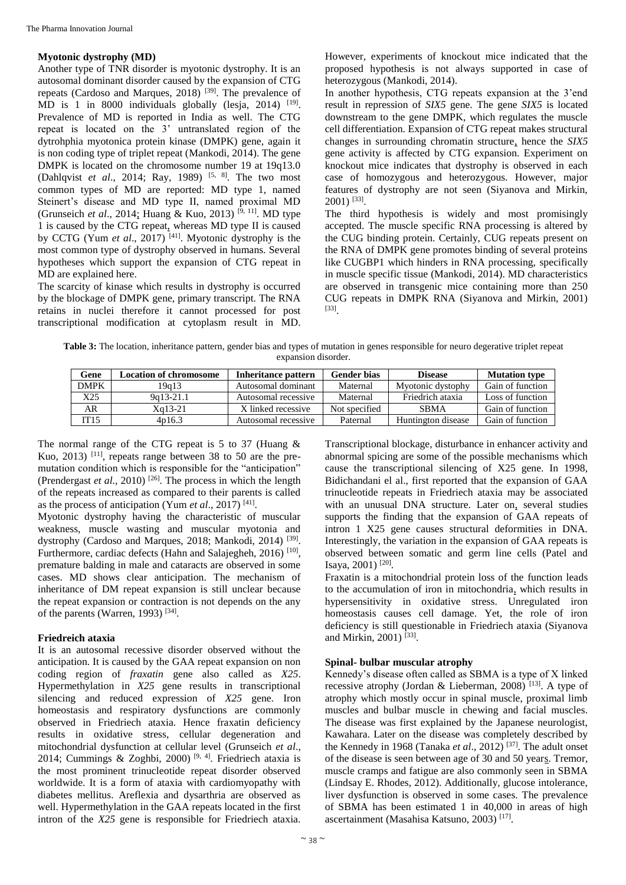**Myotonic dystrophy (MD)**

Another type of TNR disorder is myotonic dystrophy. It is an autosomal dominant disorder caused by the expansion of CTG repeats (Cardoso and Marques, 2018) [39]. The prevalence of MD is 1 in 8000 individuals globally (lesja, 2014) [19]. Prevalence of MD is reported in India as well. The CTG repeat is located on the 3' untranslated region of the dytrohphia myotonica protein kinase (DMPK) gene, again it is non coding type of triplet repeat (Mankodi, 2014). The gene DMPK is located on the chromosome number 19 at 19q13.0 (Dahlqvist *et al*., 2014; Ray, 1989) [5, 8]. The two most common types of MD are reported: MD type 1, named Steinert's disease and MD type II, named proximal MD (Grunseich *et al*., 2014; Huang & Kuo, 2013) [9, 11]. MD type 1 is caused by the CTG repeat, whereas MD type II is caused by CCTG (Yum *et al*., 2017) [41]. Myotonic dystrophy is the most common type of dystrophy observed in humans. Several hypotheses which support the expansion of CTG repeat in MD are explained here.

The scarcity of kinase which results in dystrophy is occurred by the blockage of DMPK gene, primary transcript. The RNA retains in nuclei therefore it cannot processed for post transcriptional modification at cytoplasm result in MD. However, experiments of knockout mice indicated that the proposed hypothesis is not always supported in case of heterozygous (Mankodi, 2014).

In another hypothesis, CTG repeats expansion at the 3'end result in repression of *SIX5* gene. The gene *SIX5* is located downstream to the gene DMPK, which regulates the muscle cell differentiation. Expansion of CTG repeat makes structural changes in surrounding chromatin structure, hence the *SIX5* gene activity is affected by CTG expansion. Experiment on knockout mice indicates that dystrophy is observed in each case of homozygous and heterozygous. However, major features of dystrophy are not seen (Siyanova and Mirkin, 2001) [33].

The third hypothesis is widely and most promisingly accepted. The muscle specific RNA processing is altered by the CUG binding protein. Certainly, CUG repeats present on the RNA of DMPK gene promotes binding of several proteins like CUGBP1 which hinders in RNA processing, specifically in muscle specific tissue (Mankodi, 2014). MD characteristics are observed in transgenic mice containing more than 250 CUG repeats in DMPK RNA (Siyanova and Mirkin, 2001) [33].

**Table 3:** The location, inheritance pattern, gender bias and types of mutation in genes responsible for neuro degerative triplet repeat expansion disorder.

| Gene | Location of chromosome | Inheritance pattern | Gender bias | Disease | Mutation type |
|---|---|---|---|---|---|
| DMPK | 19q13 | Autosomal dominant | Maternal | Myotonic dystophy | Gain of function |
| X25 | 9q13-21.1 | Autosomal recessive | Maternal | Friedrich ataxia | Loss of function |
| AR | Xq13-21 | X linked recessive | Not specified | SBMA | Gain of function |
| IT15 | 4p16.3 | Autosomal recessive | Paternal | Huntington disease | Gain of function |

The normal range of the CTG repeat is 5 to 37 (Huang & Kuo, 2013) [11], repeats range between 38 to 50 are the pre-mutation condition which is responsible for the "anticipation" (Prendergast *et al*., 2010) [26]. The process in which the length of the repeats increased as compared to their parents is called as the process of anticipation (Yum *et al*., 2017) [41].

Myotonic dystrophy having the characteristic of muscular weakness, muscle wasting and muscular myotonia and dystrophy (Cardoso and Marques, 2018; Mankodi, 2014) [39]. Furthermore, cardiac defects (Hahn and Salajegheh, 2016) [10], premature balding in male and cataracts are observed in some cases. MD shows clear anticipation. The mechanism of inheritance of DM repeat expansion is still unclear because the repeat expansion or contraction is not depends on the any of the parents (Warren, 1993) [34].

**Friedreich ataxia**

It is an autosomal recessive disorder observed without the anticipation. It is caused by the GAA repeat expansion on non coding region of *fraxatin* gene also called as *X25*. Hypermethylation in *X25* gene results in transcriptional silencing and reduced expression of *X25* gene. Iron homeostasis and respiratory dysfunctions are commonly observed in Friedriech ataxia. Hence fraxatin deficiency results in oxidative stress, cellular degeneration and mitochondrial dysfunction at cellular level (Grunseich *et al*., 2014; Cummings & Zoghbi, 2000) [9, 4]. Friedriech ataxia is the most prominent trinucleotide repeat disorder observed worldwide. It is a form of ataxia with cardiomyopathy with diabetes mellitus. Areflexia and dysarthria are observed as well. Hypermethylation in the GAA repeats located in the first intron of the *X25* gene is responsible for Friedriech ataxia. Transcriptional blockage, disturbance in enhancer activity and abnormal spicing are some of the possible mechanisms which cause the transcriptional silencing of X25 gene. In 1998, Bidichandani el al., first reported that the expansion of GAA trinucleotide repeats in Friedriech ataxia may be associated with an unusual DNA structure. Later on, several studies supports the finding that the expansion of GAA repeats of intron 1 X25 gene causes structural deformities in DNA. Interestingly, the variation in the expansion of GAA repeats is observed between somatic and germ line cells (Patel and Isaya, 2001) [20].

Fraxatin is a mitochondrial protein loss of the function leads to the accumulation of iron in mitochondria, which results in hypersensitivity in oxidative stress. Unregulated iron homeostasis causes cell damage. Yet, the role of iron deficiency is still questionable in Friedriech ataxia (Siyanova and Mirkin, 2001) [33].

**Spinal- bulbar muscular atrophy**

Kennedy's disease often called as SBMA is a type of X linked recessive atrophy (Jordan & Lieberman, 2008) [13]. A type of atrophy which mostly occur in spinal muscle, proximal limb muscles and bulbar muscle in chewing and facial muscles. The disease was first explained by the Japanese neurologist, Kawahara. Later on the disease was completely described by the Kennedy in 1968 (Tanaka *et al*., 2012) [37]. The adult onset of the disease is seen between age of 30 and 50 years. Tremor, muscle cramps and fatigue are also commonly seen in SBMA (Lindsay E. Rhodes, 2012). Additionally, glucose intolerance, liver dysfunction is observed in some cases. The prevalence of SBMA has been estimated 1 in 40,000 in areas of high ascertainment (Masahisa Katsuno, 2003) [17].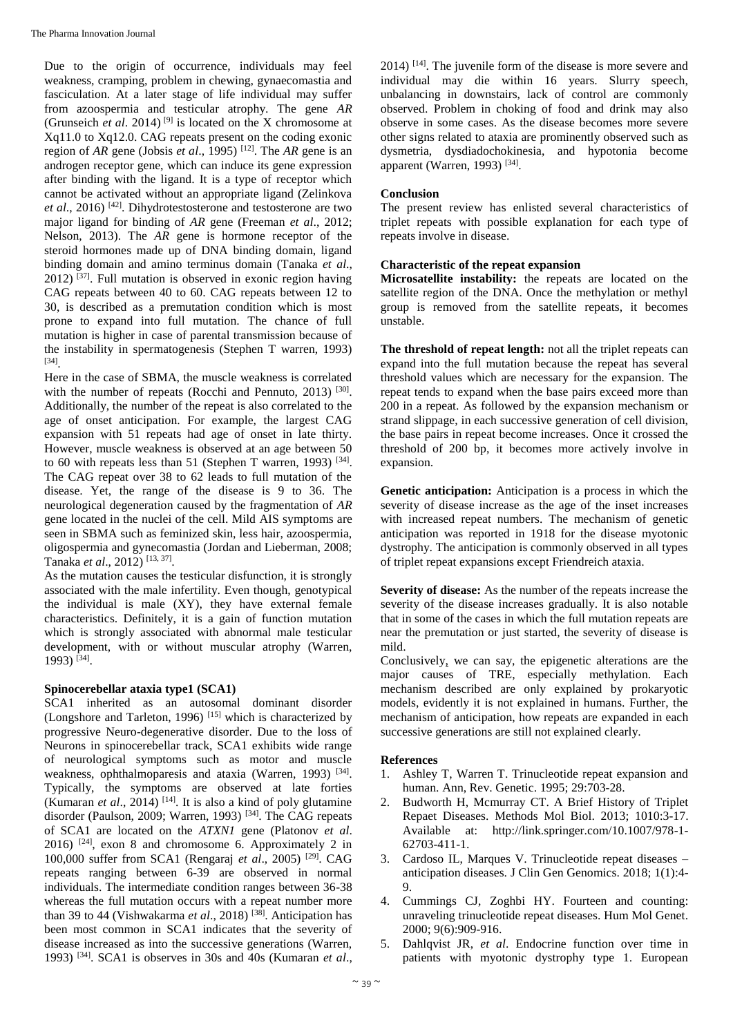Due to the origin of occurrence, individuals may feel weakness, cramping, problem in chewing, gynaecomastia and fasciculation. At a later stage of life individual may suffer from azoospermia and testicular atrophy. The gene *AR* (Grunseich *et al*. 2014) [9] is located on the X chromosome at Xq11.0 to Xq12.0. CAG repeats present on the coding exonic region of *AR* gene (Jobsis *et al*., 1995) [12]. The *AR* gene is an androgen receptor gene, which can induce its gene expression after binding with the ligand. It is a type of receptor which cannot be activated without an appropriate ligand (Zelinkova *et al*., 2016) [42]. Dihydrotestosterone and testosterone are two major ligand for binding of *AR* gene (Freeman *et al*., 2012; Nelson, 2013). The *AR* gene is hormone receptor of the steroid hormones made up of DNA binding domain, ligand binding domain and amino terminus domain (Tanaka *et al*., 2012) [37]. Full mutation is observed in exonic region having CAG repeats between 40 to 60. CAG repeats between 12 to 30, is described as a premutation condition which is most prone to expand into full mutation. The chance of full mutation is higher in case of parental transmission because of the instability in spermatogenesis (Stephen T warren, 1993) [34].

Here in the case of SBMA, the muscle weakness is correlated with the number of repeats (Rocchi and Pennuto, 2013) [30]. Additionally, the number of the repeat is also correlated to the age of onset anticipation. For example, the largest CAG expansion with 51 repeats had age of onset in late thirty. However, muscle weakness is observed at an age between 50 to 60 with repeats less than 51 (Stephen T warren, 1993) [34]. The CAG repeat over 38 to 62 leads to full mutation of the disease. Yet, the range of the disease is 9 to 36. The neurological degeneration caused by the fragmentation of *AR* gene located in the nuclei of the cell. Mild AIS symptoms are seen in SBMA such as feminized skin, less hair, azoospermia, oligospermia and gynecomastia (Jordan and Lieberman, 2008; Tanaka *et al*., 2012) [13, 37].

As the mutation causes the testicular disfunction, it is strongly associated with the male infertility. Even though, genotypical the individual is male (XY), they have external female characteristics. Definitely, it is a gain of function mutation which is strongly associated with abnormal male testicular development, with or without muscular atrophy (Warren, 1993) [34].

### Spinocerebellar ataxia type1 (SCA1)

SCA1 inherited as an autosomal dominant disorder (Longshore and Tarleton, 1996) [15] which is characterized by progressive Neuro-degenerative disorder. Due to the loss of Neurons in spinocerebellar track, SCA1 exhibits wide range of neurological symptoms such as motor and muscle weakness, ophthalmoparesis and ataxia (Warren, 1993) [34]. Typically, the symptoms are observed at late forties (Kumaran *et al*., 2014) [14]. It is also a kind of poly glutamine disorder (Paulson, 2009; Warren, 1993) [34]. The CAG repeats of SCA1 are located on the *ATXN1* gene (Platonov *et al*. 2016) [24], exon 8 and chromosome 6. Approximately 2 in 100,000 suffer from SCA1 (Rengaraj *et al*., 2005) [29]. CAG repeats ranging between 6-39 are observed in normal individuals. The intermediate condition ranges between 36-38 whereas the full mutation occurs with a repeat number more than 39 to 44 (Vishwakarma *et al*., 2018) [38]. Anticipation has been most common in SCA1 indicates that the severity of disease increased as into the successive generations (Warren, 1993) [34]. SCA1 is observes in 30s and 40s (Kumaran *et al*., 2014) [14]. The juvenile form of the disease is more severe and individual may die within 16 years. Slurry speech, unbalancing in downstairs, lack of control are commonly observed. Problem in choking of food and drink may also observe in some cases. As the disease becomes more severe other signs related to ataxia are prominently observed such as dysmetria, dysdiadochokinesia, and hypotonia become apparent (Warren, 1993) [34].

## Conclusion

The present review has enlisted several characteristics of triplet repeats with possible explanation for each type of repeats involve in disease.

### Characteristic of the repeat expansion

**Microsatellite instability:** the repeats are located on the satellite region of the DNA. Once the methylation or methyl group is removed from the satellite repeats, it becomes unstable.

**The threshold of repeat length:** not all the triplet repeats can expand into the full mutation because the repeat has several threshold values which are necessary for the expansion. The repeat tends to expand when the base pairs exceed more than 200 in a repeat. As followed by the expansion mechanism or strand slippage, in each successive generation of cell division, the base pairs in repeat become increases. Once it crossed the threshold of 200 bp, it becomes more actively involve in expansion.

**Genetic anticipation:** Anticipation is a process in which the severity of disease increase as the age of the inset increases with increased repeat numbers. The mechanism of genetic anticipation was reported in 1918 for the disease myotonic dystrophy. The anticipation is commonly observed in all types of triplet repeat expansions except Friendreich ataxia.

**Severity of disease:** As the number of the repeats increase the severity of the disease increases gradually. It is also notable that in some of the cases in which the full mutation repeats are near the premutation or just started, the severity of disease is mild.

Conclusively, we can say, the epigenetic alterations are the major causes of TRE, especially methylation. Each mechanism described are only explained by prokaryotic models, evidently it is not explained in humans. Further, the mechanism of anticipation, how repeats are expanded in each successive generations are still not explained clearly.

## References

1. Ashley T, Warren T. Trinucleotide repeat expansion and human. Ann, Rev. Genetic. 1995; 29:703-28.
2. Budworth H, Mcmurray CT. A Brief History of Triplet Repaet Diseases. Methods Mol Biol. 2013; 1010:3-17. Available at: http://link.springer.com/10.1007/978-1-62703-411-1.
3. Cardoso IL, Marques V. Trinucleotide repeat diseases – anticipation diseases. J Clin Gen Genomics. 2018; 1(1):4-9.
4. Cummings CJ, Zoghbi HY. Fourteen and counting: unraveling trinucleotide repeat diseases. Hum Mol Genet. 2000; 9(6):909-916.
5. Dahlqvist JR, *et al*. Endocrine function over time in patients with myotonic dystrophy type 1. European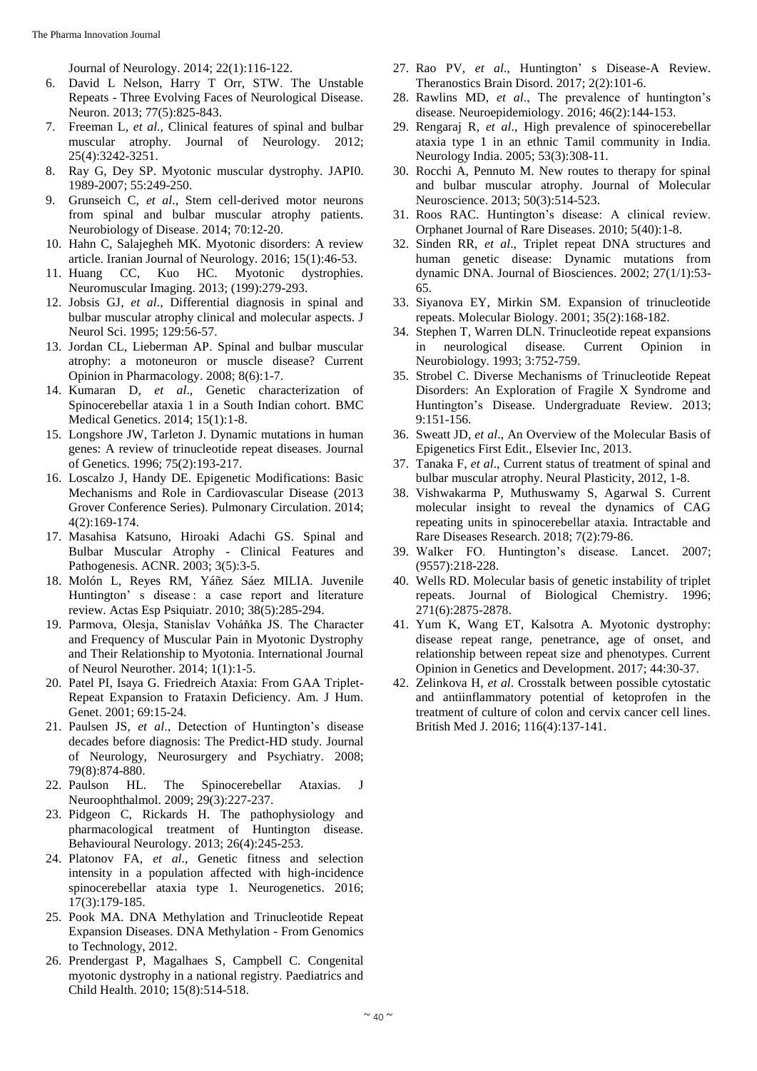Journal of Neurology. 2014; 22(1):116-122.

6. David L Nelson, Harry T Orr, STW. The Unstable Repeats - Three Evolving Faces of Neurological Disease. Neuron. 2013; 77(5):825-843.
7. Freeman L, *et al*., Clinical features of spinal and bulbar muscular atrophy. Journal of Neurology. 2012; 25(4):3242-3251.
8. Ray G, Dey SP. Myotonic muscular dystrophy. JAPI0. 1989-2007; 55:249-250.
9. Grunseich C, *et al*., Stem cell-derived motor neurons from spinal and bulbar muscular atrophy patients. Neurobiology of Disease. 2014; 70:12-20.
10. Hahn C, Salajegheh MK. Myotonic disorders: A review article. Iranian Journal of Neurology. 2016; 15(1):46-53.
11. Huang CC, Kuo HC. Myotonic dystrophies. Neuromuscular Imaging. 2013; (199):279-293.
12. Jobsis GJ, *et al*., Differential diagnosis in spinal and bulbar muscular atrophy clinical and molecular aspects. J Neurol Sci. 1995; 129:56-57.
13. Jordan CL, Lieberman AP. Spinal and bulbar muscular atrophy: a motoneuron or muscle disease? Current Opinion in Pharmacology. 2008; 8(6):1-7.
14. Kumaran D, *et al*., Genetic characterization of Spinocerebellar ataxia 1 in a South Indian cohort. BMC Medical Genetics. 2014; 15(1):1-8.
15. Longshore JW, Tarleton J. Dynamic mutations in human genes: A review of trinucleotide repeat diseases. Journal of Genetics. 1996; 75(2):193-217.
16. Loscalzo J, Handy DE. Epigenetic Modifications: Basic Mechanisms and Role in Cardiovascular Disease (2013 Grover Conference Series). Pulmonary Circulation. 2014; 4(2):169-174.
17. Masahisa Katsuno, Hiroaki Adachi GS. Spinal and Bulbar Muscular Atrophy - Clinical Features and Pathogenesis. ACNR. 2003; 3(5):3-5.
18. Molón L, Reyes RM, Yáñez Sáez MILIA. Juvenile Huntington' s disease : a case report and literature review. Actas Esp Psiquiatr. 2010; 38(5):285-294.
19. Parmova, Olesja, Stanislav Voháňka JS. The Character and Frequency of Muscular Pain in Myotonic Dystrophy and Their Relationship to Myotonia. International Journal of Neurol Neurother. 2014; 1(1):1-5.
20. Patel PI, Isaya G. Friedreich Ataxia: From GAA Triplet-Repeat Expansion to Frataxin Deficiency. Am. J Hum. Genet. 2001; 69:15-24.
21. Paulsen JS, *et al*., Detection of Huntington's disease decades before diagnosis: The Predict-HD study. Journal of Neurology, Neurosurgery and Psychiatry. 2008; 79(8):874-880.
22. Paulson HL. The Spinocerebellar Ataxias. J Neuroophthalmol. 2009; 29(3):227-237.
23. Pidgeon C, Rickards H. The pathophysiology and pharmacological treatment of Huntington disease. Behavioural Neurology. 2013; 26(4):245-253.
24. Platonov FA, *et al*., Genetic fitness and selection intensity in a population affected with high-incidence spinocerebellar ataxia type 1. Neurogenetics. 2016; 17(3):179-185.
25. Pook MA. DNA Methylation and Trinucleotide Repeat Expansion Diseases. DNA Methylation - From Genomics to Technology, 2012.
26. Prendergast P, Magalhaes S, Campbell C. Congenital myotonic dystrophy in a national registry. Paediatrics and Child Health. 2010; 15(8):514-518.
27. Rao PV, *et al*., Huntington' s Disease-A Review. Theranostics Brain Disord. 2017; 2(2):101-6.
28. Rawlins MD, *et al*., The prevalence of huntington's disease. Neuroepidemiology. 2016; 46(2):144-153.
29. Rengaraj R, *et al*., High prevalence of spinocerebellar ataxia type 1 in an ethnic Tamil community in India. Neurology India. 2005; 53(3):308-11.
30. Rocchi A, Pennuto M. New routes to therapy for spinal and bulbar muscular atrophy. Journal of Molecular Neuroscience. 2013; 50(3):514-523.
31. Roos RAC. Huntington's disease: A clinical review. Orphanet Journal of Rare Diseases. 2010; 5(40):1-8.
32. Sinden RR, *et al*., Triplet repeat DNA structures and human genetic disease: Dynamic mutations from dynamic DNA. Journal of Biosciences. 2002; 27(1/1):53-65.
33. Siyanova EY, Mirkin SM. Expansion of trinucleotide repeats. Molecular Biology. 2001; 35(2):168-182.
34. Stephen T, Warren DLN. Trinucleotide repeat expansions in neurological disease. Current Opinion in Neurobiology. 1993; 3:752-759.
35. Strobel C. Diverse Mechanisms of Trinucleotide Repeat Disorders: An Exploration of Fragile X Syndrome and Huntington's Disease. Undergraduate Review. 2013; 9:151-156.
36. Sweatt JD, *et al*., An Overview of the Molecular Basis of Epigenetics First Edit., Elsevier Inc, 2013.
37. Tanaka F, *et al*., Current status of treatment of spinal and bulbar muscular atrophy. Neural Plasticity, 2012, 1-8.
38. Vishwakarma P, Muthuswamy S, Agarwal S. Current molecular insight to reveal the dynamics of CAG repeating units in spinocerebellar ataxia. Intractable and Rare Diseases Research. 2018; 7(2):79-86.
39. Walker FO. Huntington's disease. Lancet. 2007; (9557):218-228.
40. Wells RD. Molecular basis of genetic instability of triplet repeats. Journal of Biological Chemistry. 1996; 271(6):2875-2878.
41. Yum K, Wang ET, Kalsotra A. Myotonic dystrophy: disease repeat range, penetrance, age of onset, and relationship between repeat size and phenotypes. Current Opinion in Genetics and Development. 2017; 44:30-37.
42. Zelinkova H, *et al*. Crosstalk between possible cytostatic and antiinflammatory potential of ketoprofen in the treatment of culture of colon and cervix cancer cell lines. British Med J. 2016; 116(4):137-141.